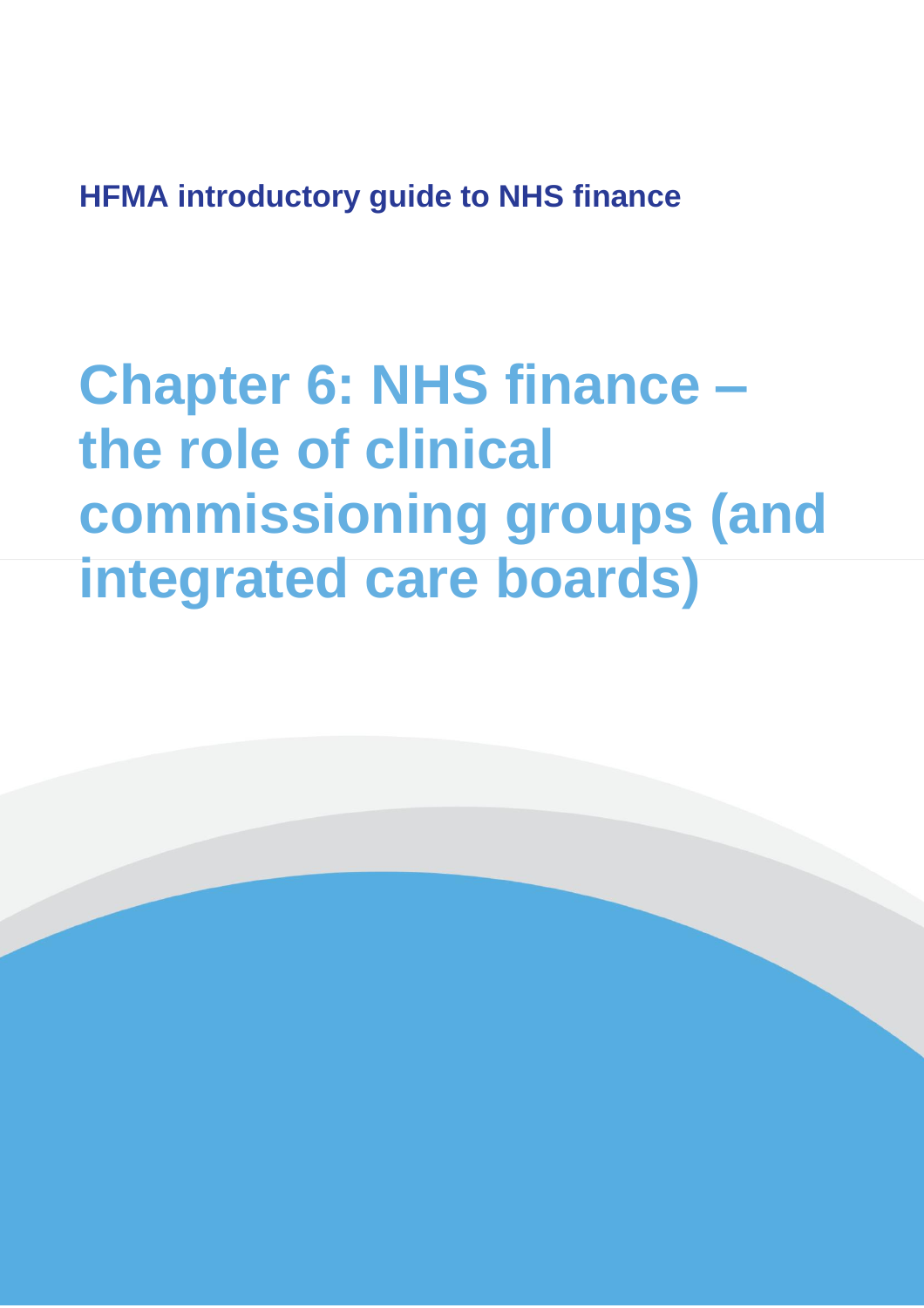HFMA introductory guide to NHS finance

# Chapter 6: NHS finance – the role of clinical commissioning groups (and integrated care boards)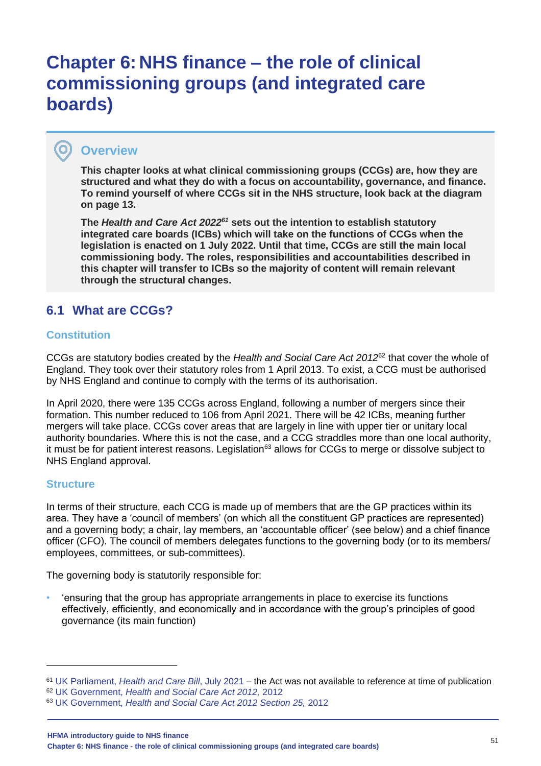# Chapter 6: NHS finance – the role of clinical commissioning groups (and integrated care boards)

## Overview

**This chapter looks at what clinical commissioning groups (CCGs) are, how they are structured and what they do with a focus on accountability, governance, and finance. To remind yourself of where CCGs sit in the NHS structure, look back at the diagram on page 13.**

**The *Health and Care Act 2022*[61] sets out the intention to establish statutory integrated care boards (ICBs) which will take on the functions of CCGs when the legislation is enacted on 1 July 2022. Until that time, CCGs are still the main local commissioning body. The roles, responsibilities and accountabilities described in this chapter will transfer to ICBs so the majority of content will remain relevant through the structural changes.**

## 6.1 What are CCGs?

### Constitution

CCGs are statutory bodies created by the *Health and Social Care Act 2012*[62] that cover the whole of England. They took over their statutory roles from 1 April 2013. To exist, a CCG must be authorised by NHS England and continue to comply with the terms of its authorisation.

In April 2020, there were 135 CCGs across England, following a number of mergers since their formation. This number reduced to 106 from April 2021. There will be 42 ICBs, meaning further mergers will take place. CCGs cover areas that are largely in line with upper tier or unitary local authority boundaries. Where this is not the case, and a CCG straddles more than one local authority, it must be for patient interest reasons. Legislation[63] allows for CCGs to merge or dissolve subject to NHS England approval.

### Structure

In terms of their structure, each CCG is made up of members that are the GP practices within its area. They have a 'council of members' (on which all the constituent GP practices are represented) and a governing body; a chair, lay members, an 'accountable officer' (see below) and a chief finance officer (CFO). The council of members delegates functions to the governing body (or to its members/ employees, committees, or sub-committees).

The governing body is statutorily responsible for:

- 'ensuring that the group has appropriate arrangements in place to exercise its functions effectively, efficiently, and economically and in accordance with the group's principles of good governance (its main function)

---

[61] UK Parliament, *Health and Care Bill*, July 2021 – the Act was not available to reference at time of publication

[62] UK Government, *Health and Social Care Act 2012,* 2012

[63] UK Government, *Health and Social Care Act 2012 Section 25,* 2012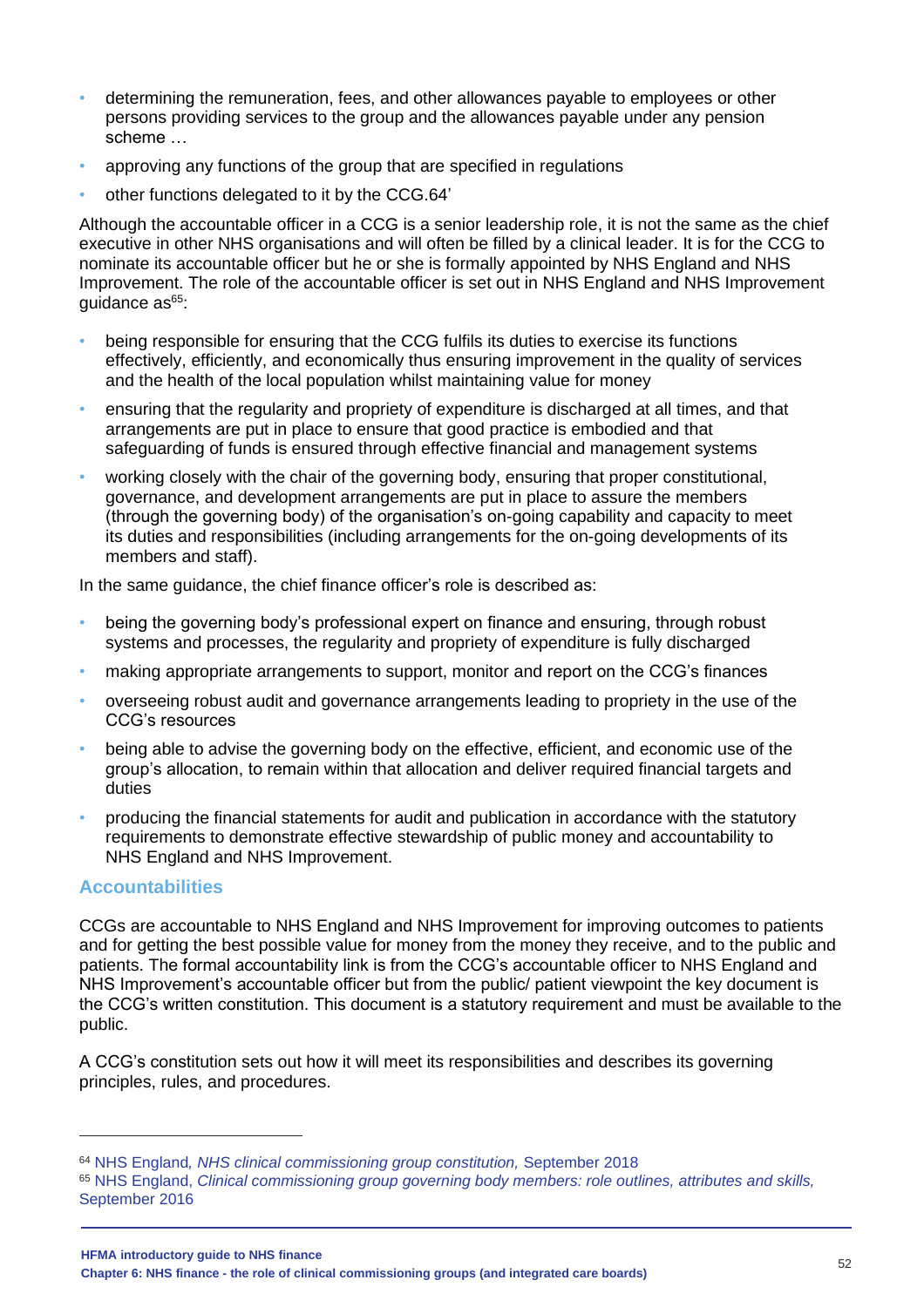- determining the remuneration, fees, and other allowances payable to employees or other persons providing services to the group and the allowances payable under any pension scheme …
- approving any functions of the group that are specified in regulations
- other functions delegated to it by the CCG.64'

Although the accountable officer in a CCG is a senior leadership role, it is not the same as the chief executive in other NHS organisations and will often be filled by a clinical leader. It is for the CCG to nominate its accountable officer but he or she is formally appointed by NHS England and NHS Improvement. The role of the accountable officer is set out in NHS England and NHS Improvement guidance as[65]:

- being responsible for ensuring that the CCG fulfils its duties to exercise its functions effectively, efficiently, and economically thus ensuring improvement in the quality of services and the health of the local population whilst maintaining value for money
- ensuring that the regularity and propriety of expenditure is discharged at all times, and that arrangements are put in place to ensure that good practice is embodied and that safeguarding of funds is ensured through effective financial and management systems
- working closely with the chair of the governing body, ensuring that proper constitutional, governance, and development arrangements are put in place to assure the members (through the governing body) of the organisation's on-going capability and capacity to meet its duties and responsibilities (including arrangements for the on-going developments of its members and staff).

In the same guidance, the chief finance officer's role is described as:

- being the governing body's professional expert on finance and ensuring, through robust systems and processes, the regularity and propriety of expenditure is fully discharged
- making appropriate arrangements to support, monitor and report on the CCG's finances
- overseeing robust audit and governance arrangements leading to propriety in the use of the CCG's resources
- being able to advise the governing body on the effective, efficient, and economic use of the group's allocation, to remain within that allocation and deliver required financial targets and duties
- producing the financial statements for audit and publication in accordance with the statutory requirements to demonstrate effective stewardship of public money and accountability to NHS England and NHS Improvement.

### Accountabilities

CCGs are accountable to NHS England and NHS Improvement for improving outcomes to patients and for getting the best possible value for money from the money they receive, and to the public and patients. The formal accountability link is from the CCG's accountable officer to NHS England and NHS Improvement's accountable officer but from the public/ patient viewpoint the key document is the CCG's written constitution. This document is a statutory requirement and must be available to the public.

A CCG's constitution sets out how it will meet its responsibilities and describes its governing principles, rules, and procedures.

---

[64] NHS England*, NHS clinical commissioning group constitution,* September 2018

[65] NHS England, *Clinical commissioning group governing body members: role outlines, attributes and skills,* September 2016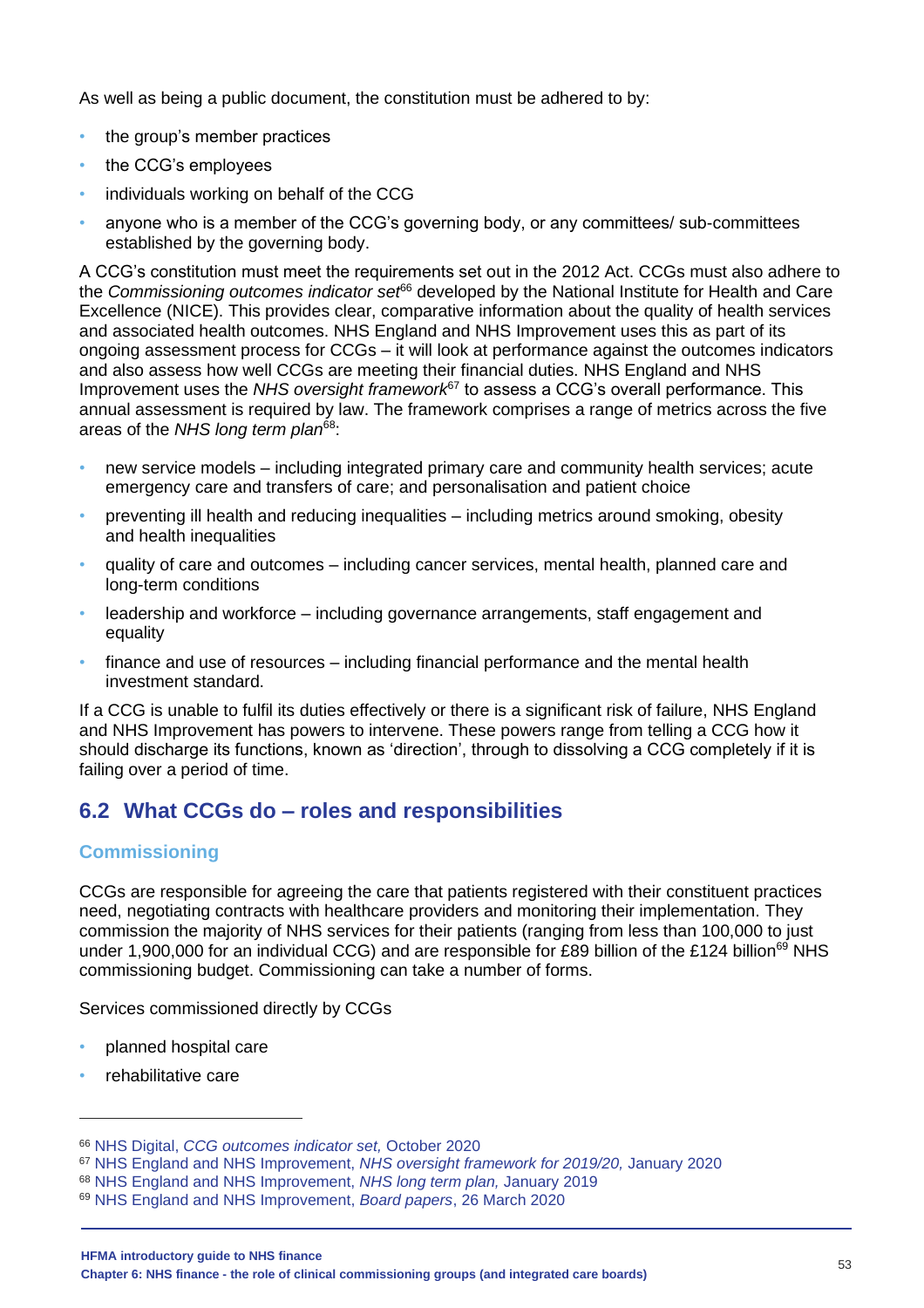As well as being a public document, the constitution must be adhered to by:

- the group's member practices
- the CCG's employees
- individuals working on behalf of the CCG
- anyone who is a member of the CCG's governing body, or any committees/ sub-committees established by the governing body.

A CCG's constitution must meet the requirements set out in the 2012 Act. CCGs must also adhere to the *Commissioning outcomes indicator set*[66] developed by the National Institute for Health and Care Excellence (NICE). This provides clear, comparative information about the quality of health services and associated health outcomes. NHS England and NHS Improvement uses this as part of its ongoing assessment process for CCGs – it will look at performance against the outcomes indicators and also assess how well CCGs are meeting their financial duties. NHS England and NHS Improvement uses the *NHS oversight framework*[67] to assess a CCG's overall performance. This annual assessment is required by law. The framework comprises a range of metrics across the five areas of the *NHS long term plan*[68]:

- new service models – including integrated primary care and community health services; acute emergency care and transfers of care; and personalisation and patient choice
- preventing ill health and reducing inequalities – including metrics around smoking, obesity and health inequalities
- quality of care and outcomes – including cancer services, mental health, planned care and long-term conditions
- leadership and workforce – including governance arrangements, staff engagement and equality
- finance and use of resources – including financial performance and the mental health investment standard.

If a CCG is unable to fulfil its duties effectively or there is a significant risk of failure, NHS England and NHS Improvement has powers to intervene. These powers range from telling a CCG how it should discharge its functions, known as 'direction', through to dissolving a CCG completely if it is failing over a period of time.

## 6.2 What CCGs do – roles and responsibilities

### Commissioning

CCGs are responsible for agreeing the care that patients registered with their constituent practices need, negotiating contracts with healthcare providers and monitoring their implementation. They commission the majority of NHS services for their patients (ranging from less than 100,000 to just under 1,900,000 for an individual CCG) and are responsible for £89 billion of the £124 billion[69] NHS commissioning budget. Commissioning can take a number of forms.

Services commissioned directly by CCGs

- planned hospital care
- rehabilitative care

---

[66] NHS Digital, *CCG outcomes indicator set,* October 2020

[67] NHS England and NHS Improvement, *NHS oversight framework for 2019/20,* January 2020

[68] NHS England and NHS Improvement, *NHS long term plan,* January 2019

[69] NHS England and NHS Improvement, *Board papers*, 26 March 2020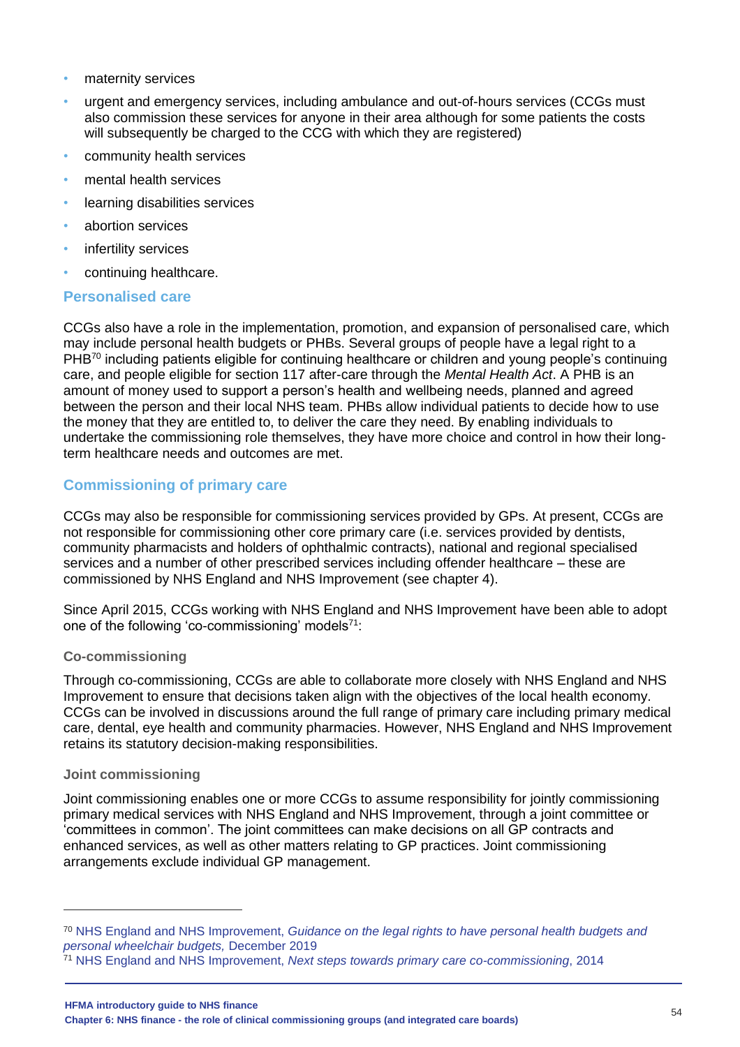- maternity services
- urgent and emergency services, including ambulance and out-of-hours services (CCGs must also commission these services for anyone in their area although for some patients the costs will subsequently be charged to the CCG with which they are registered)
- community health services
- mental health services
- learning disabilities services
- abortion services
- infertility services
- continuing healthcare.

### Personalised care

CCGs also have a role in the implementation, promotion, and expansion of personalised care, which may include personal health budgets or PHBs. Several groups of people have a legal right to a PHB[70] including patients eligible for continuing healthcare or children and young people's continuing care, and people eligible for section 117 after-care through the *Mental Health Act*. A PHB is an amount of money used to support a person's health and wellbeing needs, planned and agreed between the person and their local NHS team. PHBs allow individual patients to decide how to use the money that they are entitled to, to deliver the care they need. By enabling individuals to undertake the commissioning role themselves, they have more choice and control in how their long-term healthcare needs and outcomes are met.

## Commissioning of primary care

CCGs may also be responsible for commissioning services provided by GPs. At present, CCGs are not responsible for commissioning other core primary care (i.e. services provided by dentists, community pharmacists and holders of ophthalmic contracts), national and regional specialised services and a number of other prescribed services including offender healthcare – these are commissioned by NHS England and NHS Improvement (see chapter 4).

Since April 2015, CCGs working with NHS England and NHS Improvement have been able to adopt one of the following 'co-commissioning' models[71]:

#### Co-commissioning

Through co-commissioning, CCGs are able to collaborate more closely with NHS England and NHS Improvement to ensure that decisions taken align with the objectives of the local health economy. CCGs can be involved in discussions around the full range of primary care including primary medical care, dental, eye health and community pharmacies. However, NHS England and NHS Improvement retains its statutory decision-making responsibilities.

#### Joint commissioning

Joint commissioning enables one or more CCGs to assume responsibility for jointly commissioning primary medical services with NHS England and NHS Improvement, through a joint committee or 'committees in common'. The joint committees can make decisions on all GP contracts and enhanced services, as well as other matters relating to GP practices. Joint commissioning arrangements exclude individual GP management.

---

[70] NHS England and NHS Improvement, *Guidance on the legal rights to have personal health budgets and personal wheelchair budgets,* December 2019

[71] NHS England and NHS Improvement, *Next steps towards primary care co-commissioning*, 2014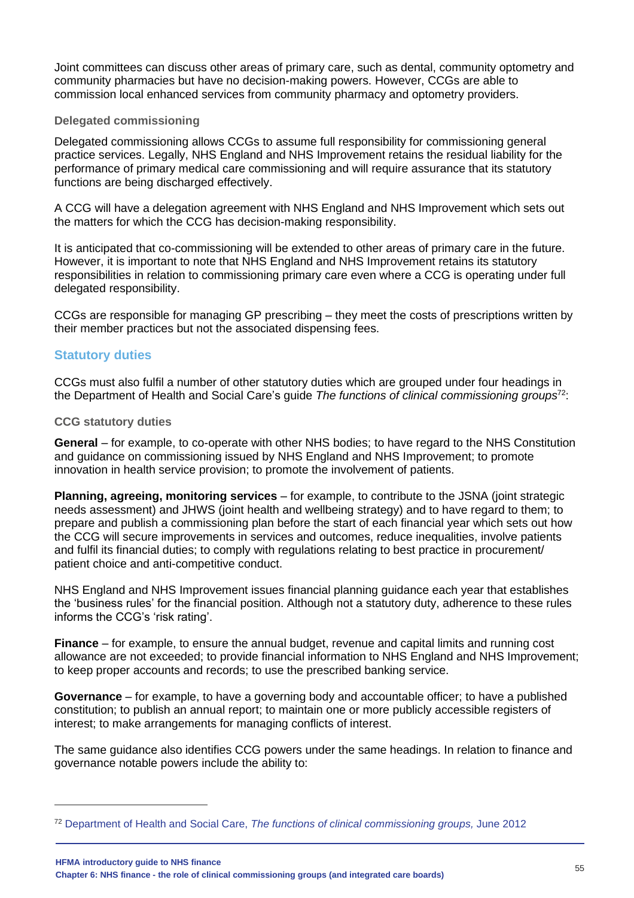Joint committees can discuss other areas of primary care, such as dental, community optometry and community pharmacies but have no decision-making powers. However, CCGs are able to commission local enhanced services from community pharmacy and optometry providers.

#### Delegated commissioning

Delegated commissioning allows CCGs to assume full responsibility for commissioning general practice services. Legally, NHS England and NHS Improvement retains the residual liability for the performance of primary medical care commissioning and will require assurance that its statutory functions are being discharged effectively.

A CCG will have a delegation agreement with NHS England and NHS Improvement which sets out the matters for which the CCG has decision-making responsibility.

It is anticipated that co-commissioning will be extended to other areas of primary care in the future. However, it is important to note that NHS England and NHS Improvement retains its statutory responsibilities in relation to commissioning primary care even where a CCG is operating under full delegated responsibility.

CCGs are responsible for managing GP prescribing – they meet the costs of prescriptions written by their member practices but not the associated dispensing fees.

### Statutory duties

CCGs must also fulfil a number of other statutory duties which are grouped under four headings in the Department of Health and Social Care's guide *The functions of clinical commissioning groups*[72]:

#### CCG statutory duties

**General** – for example, to co-operate with other NHS bodies; to have regard to the NHS Constitution and guidance on commissioning issued by NHS England and NHS Improvement; to promote innovation in health service provision; to promote the involvement of patients.

**Planning, agreeing, monitoring services** – for example, to contribute to the JSNA (joint strategic needs assessment) and JHWS (joint health and wellbeing strategy) and to have regard to them; to prepare and publish a commissioning plan before the start of each financial year which sets out how the CCG will secure improvements in services and outcomes, reduce inequalities, involve patients and fulfil its financial duties; to comply with regulations relating to best practice in procurement/ patient choice and anti-competitive conduct.

NHS England and NHS Improvement issues financial planning guidance each year that establishes the 'business rules' for the financial position. Although not a statutory duty, adherence to these rules informs the CCG's 'risk rating'.

**Finance** – for example, to ensure the annual budget, revenue and capital limits and running cost allowance are not exceeded; to provide financial information to NHS England and NHS Improvement; to keep proper accounts and records; to use the prescribed banking service.

**Governance** – for example, to have a governing body and accountable officer; to have a published constitution; to publish an annual report; to maintain one or more publicly accessible registers of interest; to make arrangements for managing conflicts of interest.

The same guidance also identifies CCG powers under the same headings. In relation to finance and governance notable powers include the ability to:

---

[72] Department of Health and Social Care, *The functions of clinical commissioning groups,* June 2012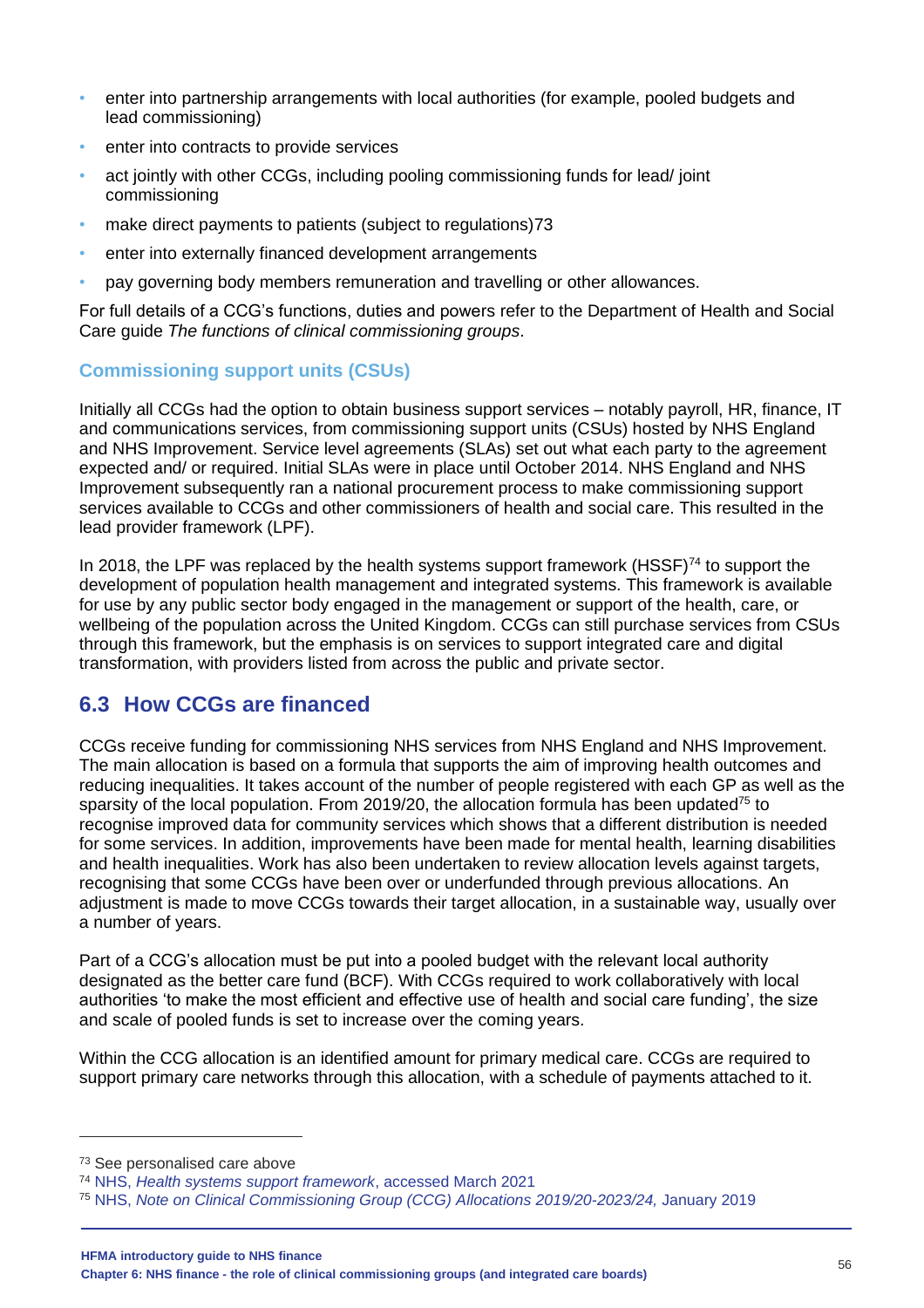- enter into partnership arrangements with local authorities (for example, pooled budgets and lead commissioning)
- enter into contracts to provide services
- act jointly with other CCGs, including pooling commissioning funds for lead/ joint commissioning
- make direct payments to patients (subject to regulations)73
- enter into externally financed development arrangements
- pay governing body members remuneration and travelling or other allowances.

For full details of a CCG's functions, duties and powers refer to the Department of Health and Social Care guide *The functions of clinical commissioning groups*.

### Commissioning support units (CSUs)

Initially all CCGs had the option to obtain business support services – notably payroll, HR, finance, IT and communications services, from commissioning support units (CSUs) hosted by NHS England and NHS Improvement. Service level agreements (SLAs) set out what each party to the agreement expected and/ or required. Initial SLAs were in place until October 2014. NHS England and NHS Improvement subsequently ran a national procurement process to make commissioning support services available to CCGs and other commissioners of health and social care. This resulted in the lead provider framework (LPF).

In 2018, the LPF was replaced by the health systems support framework (HSSF)[74] to support the development of population health management and integrated systems. This framework is available for use by any public sector body engaged in the management or support of the health, care, or wellbeing of the population across the United Kingdom. CCGs can still purchase services from CSUs through this framework, but the emphasis is on services to support integrated care and digital transformation, with providers listed from across the public and private sector.

## 6.3 How CCGs are financed

CCGs receive funding for commissioning NHS services from NHS England and NHS Improvement. The main allocation is based on a formula that supports the aim of improving health outcomes and reducing inequalities. It takes account of the number of people registered with each GP as well as the sparsity of the local population. From 2019/20, the allocation formula has been updated[75] to recognise improved data for community services which shows that a different distribution is needed for some services. In addition, improvements have been made for mental health, learning disabilities and health inequalities. Work has also been undertaken to review allocation levels against targets, recognising that some CCGs have been over or underfunded through previous allocations. An adjustment is made to move CCGs towards their target allocation, in a sustainable way, usually over a number of years.

Part of a CCG's allocation must be put into a pooled budget with the relevant local authority designated as the better care fund (BCF). With CCGs required to work collaboratively with local authorities 'to make the most efficient and effective use of health and social care funding', the size and scale of pooled funds is set to increase over the coming years.

Within the CCG allocation is an identified amount for primary medical care. CCGs are required to support primary care networks through this allocation, with a schedule of payments attached to it.

---

[73] See personalised care above

[74] NHS, *Health systems support framework*, accessed March 2021

[75] NHS, *Note on Clinical Commissioning Group (CCG) Allocations 2019/20-2023/24,* January 2019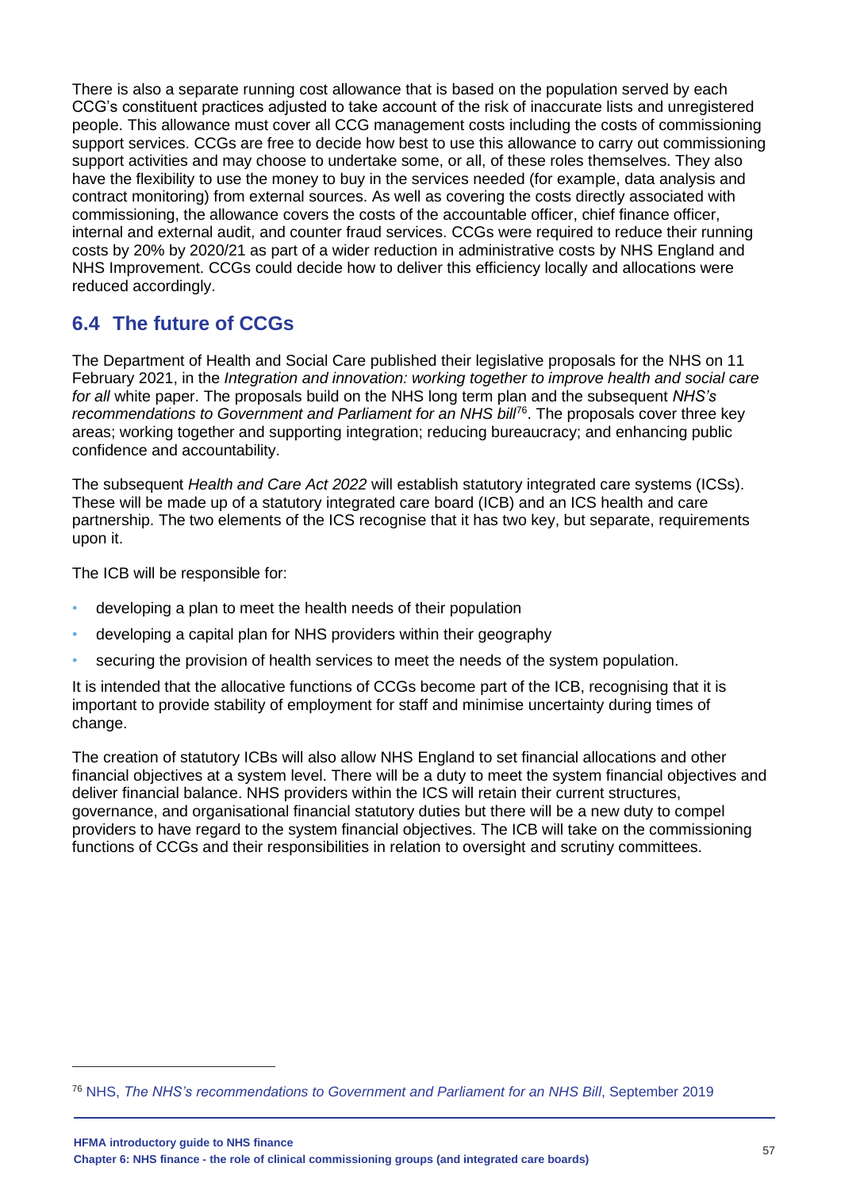There is also a separate running cost allowance that is based on the population served by each CCG's constituent practices adjusted to take account of the risk of inaccurate lists and unregistered people. This allowance must cover all CCG management costs including the costs of commissioning support services. CCGs are free to decide how best to use this allowance to carry out commissioning support activities and may choose to undertake some, or all, of these roles themselves. They also have the flexibility to use the money to buy in the services needed (for example, data analysis and contract monitoring) from external sources. As well as covering the costs directly associated with commissioning, the allowance covers the costs of the accountable officer, chief finance officer, internal and external audit, and counter fraud services. CCGs were required to reduce their running costs by 20% by 2020/21 as part of a wider reduction in administrative costs by NHS England and NHS Improvement. CCGs could decide how to deliver this efficiency locally and allocations were reduced accordingly.

## 6.4 The future of CCGs

The Department of Health and Social Care published their legislative proposals for the NHS on 11 February 2021, in the *Integration and innovation: working together to improve health and social care for all* white paper. The proposals build on the NHS long term plan and the subsequent *NHS's recommendations to Government and Parliament for an NHS bill*[76]. The proposals cover three key areas; working together and supporting integration; reducing bureaucracy; and enhancing public confidence and accountability.

The subsequent *Health and Care Act 2022* will establish statutory integrated care systems (ICSs). These will be made up of a statutory integrated care board (ICB) and an ICS health and care partnership. The two elements of the ICS recognise that it has two key, but separate, requirements upon it.

The ICB will be responsible for:

- developing a plan to meet the health needs of their population
- developing a capital plan for NHS providers within their geography
- securing the provision of health services to meet the needs of the system population.

It is intended that the allocative functions of CCGs become part of the ICB, recognising that it is important to provide stability of employment for staff and minimise uncertainty during times of change.

The creation of statutory ICBs will also allow NHS England to set financial allocations and other financial objectives at a system level. There will be a duty to meet the system financial objectives and deliver financial balance. NHS providers within the ICS will retain their current structures, governance, and organisational financial statutory duties but there will be a new duty to compel providers to have regard to the system financial objectives. The ICB will take on the commissioning functions of CCGs and their responsibilities in relation to oversight and scrutiny committees.

[76] NHS, *The NHS's recommendations to Government and Parliament for an NHS Bill*, September 2019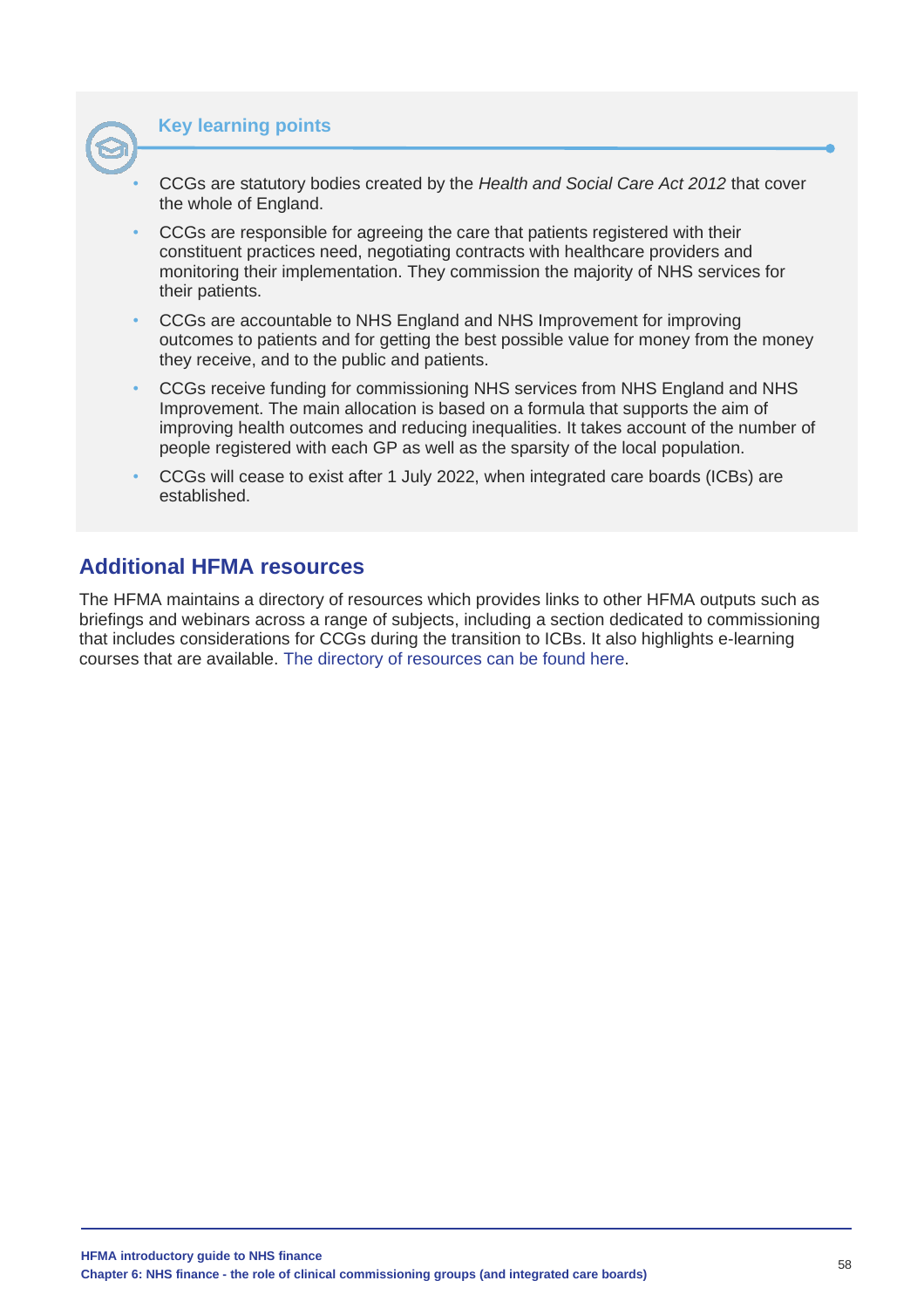### Key learning points

- CCGs are statutory bodies created by the *Health and Social Care Act 2012* that cover the whole of England.
- CCGs are responsible for agreeing the care that patients registered with their constituent practices need, negotiating contracts with healthcare providers and monitoring their implementation. They commission the majority of NHS services for their patients.
- CCGs are accountable to NHS England and NHS Improvement for improving outcomes to patients and for getting the best possible value for money from the money they receive, and to the public and patients.
- CCGs receive funding for commissioning NHS services from NHS England and NHS Improvement. The main allocation is based on a formula that supports the aim of improving health outcomes and reducing inequalities. It takes account of the number of people registered with each GP as well as the sparsity of the local population.
- CCGs will cease to exist after 1 July 2022, when integrated care boards (ICBs) are established.

## Additional HFMA resources

The HFMA maintains a directory of resources which provides links to other HFMA outputs such as briefings and webinars across a range of subjects, including a section dedicated to commissioning that includes considerations for CCGs during the transition to ICBs. It also highlights e-learning courses that are available. The directory of resources can be found here.